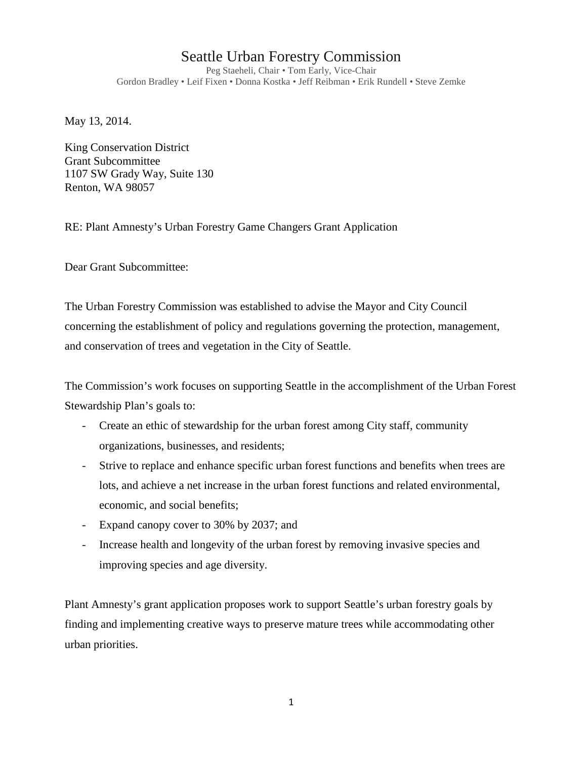# Seattle Urban Forestry Commission

Peg Staeheli, Chair • Tom Early, Vice-Chair
Gordon Bradley • Leif Fixen • Donna Kostka • Jeff Reibman • Erik Rundell • Steve Zemke

May 13, 2014.

King Conservation District
Grant Subcommittee
1107 SW Grady Way, Suite 130
Renton, WA 98057

RE: Plant Amnesty's Urban Forestry Game Changers Grant Application

Dear Grant Subcommittee:

The Urban Forestry Commission was established to advise the Mayor and City Council concerning the establishment of policy and regulations governing the protection, management, and conservation of trees and vegetation in the City of Seattle.

The Commission's work focuses on supporting Seattle in the accomplishment of the Urban Forest Stewardship Plan's goals to:

- Create an ethic of stewardship for the urban forest among City staff, community organizations, businesses, and residents;
- Strive to replace and enhance specific urban forest functions and benefits when trees are lots, and achieve a net increase in the urban forest functions and related environmental, economic, and social benefits;
- Expand canopy cover to 30% by 2037; and
- Increase health and longevity of the urban forest by removing invasive species and improving species and age diversity.

Plant Amnesty's grant application proposes work to support Seattle's urban forestry goals by finding and implementing creative ways to preserve mature trees while accommodating other urban priorities.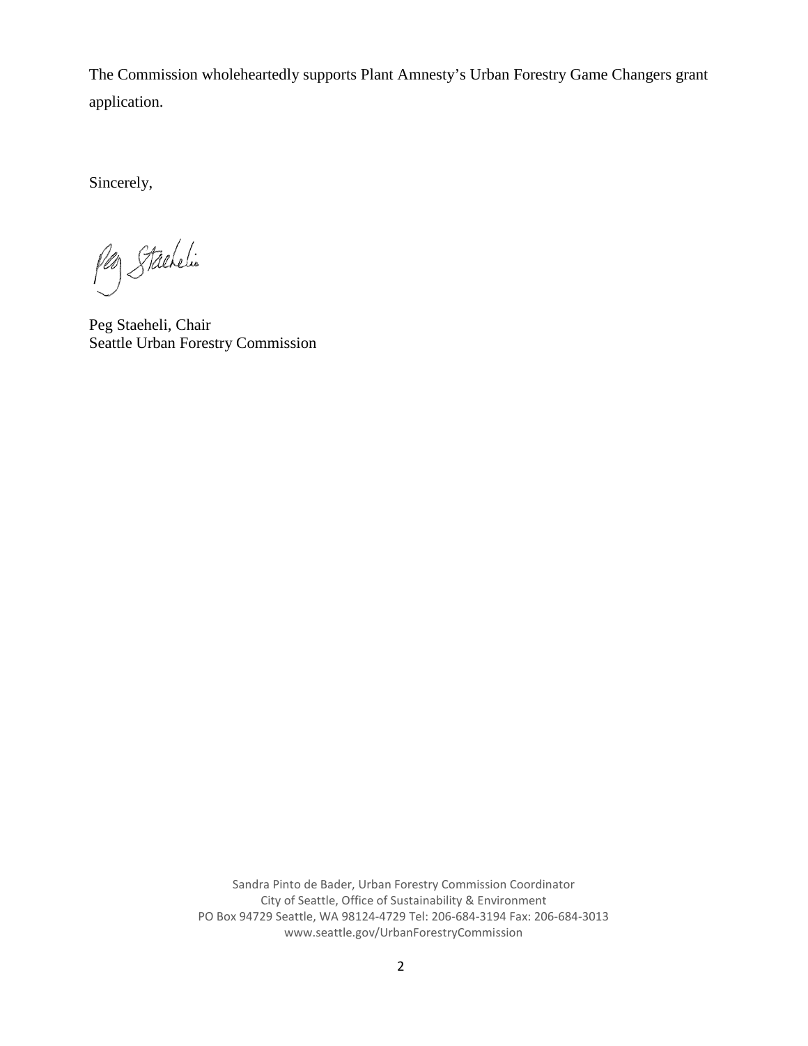The Commission wholeheartedly supports Plant Amnesty's Urban Forestry Game Changers grant application.

Sincerely,

Peg Staeheli, Chair
Seattle Urban Forestry Commission

Sandra Pinto de Bader, Urban Forestry Commission Coordinator
City of Seattle, Office of Sustainability & Environment
PO Box 94729 Seattle, WA 98124-4729 Tel: 206-684-3194 Fax: 206-684-3013
www.seattle.gov/UrbanForestryCommission